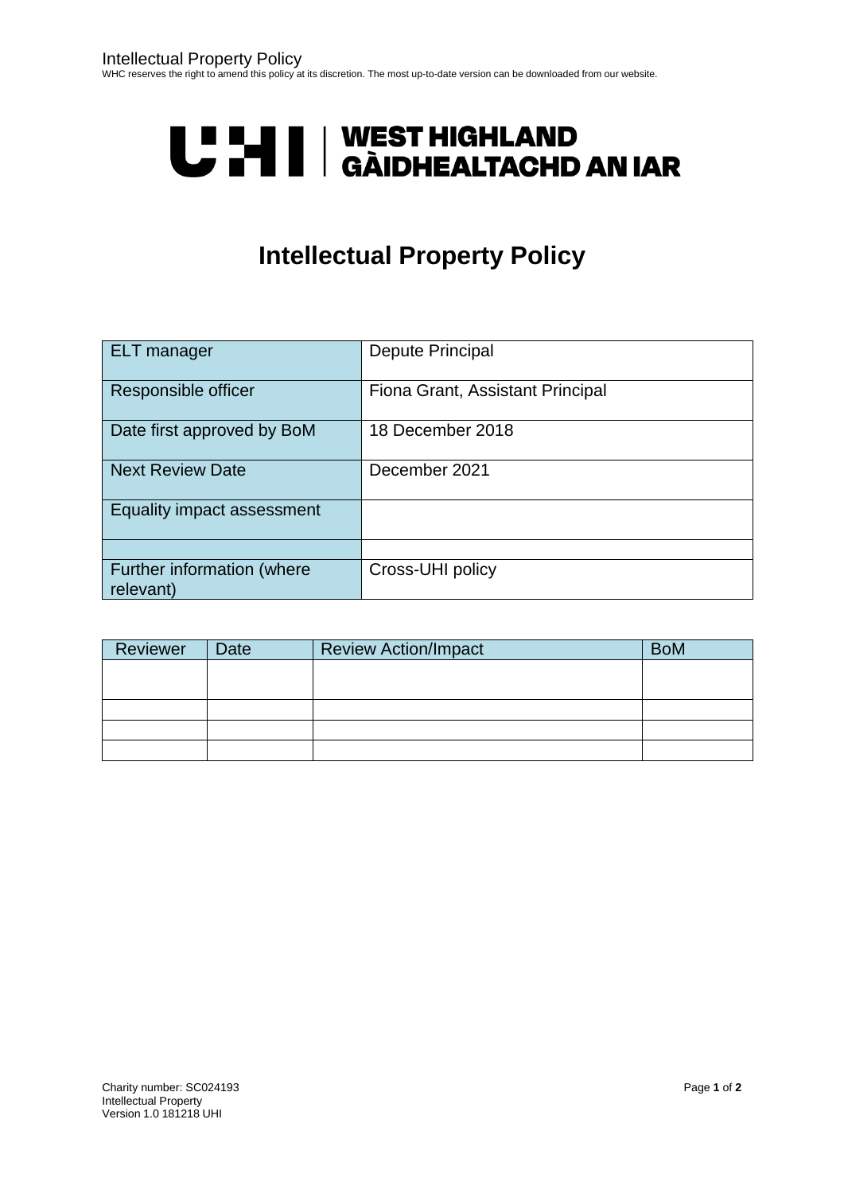# Intellectual Property Policy

| ELT manager | Depute Principal |
| --- | --- |
| Responsible officer | Fiona Grant, Assistant Principal |
| Date first approved by BoM | 18 December 2018 |
| Next Review Date | December 2021 |
| Equality impact assessment | |
| | |
| Further information (where relevant) | Cross-UHI policy |

| Reviewer | Date | Review Action/Impact | BoM |
| --- | --- | --- | --- |
| | | | |
| | | | |
| | | | |
| | | | |

Charity number: SC024193
Intellectual Property
Version 1.0 181218 UHI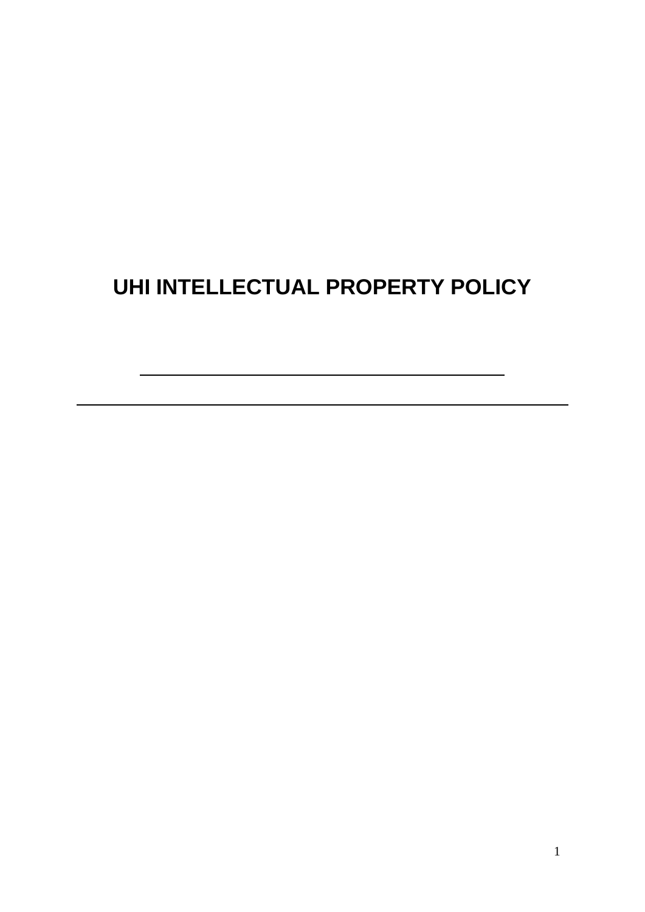# UHI INTELLECTUAL PROPERTY POLICY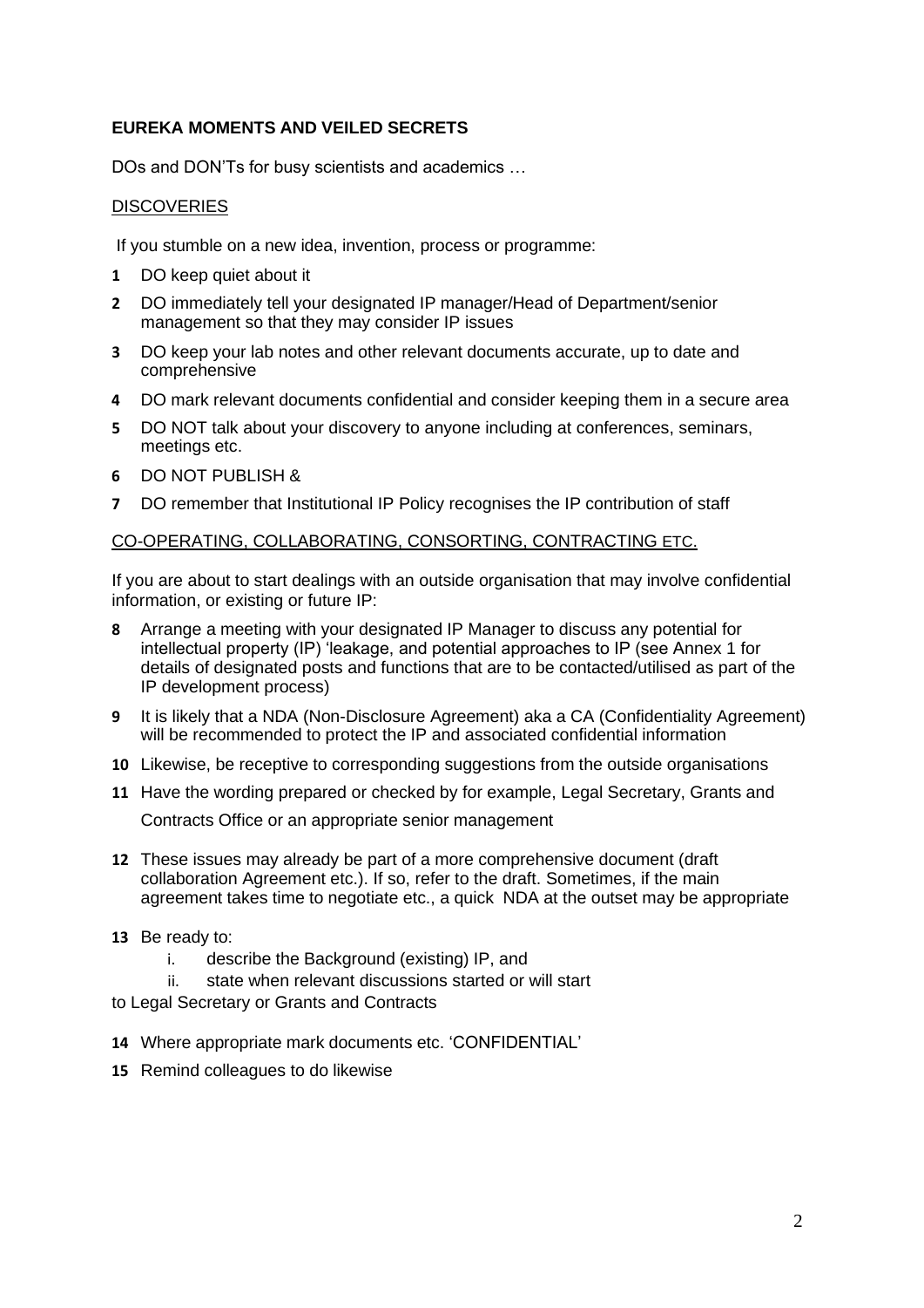**EUREKA MOMENTS AND VEILED SECRETS**

DOs and DON'Ts for busy scientists and academics …

<u>DISCOVERIES</u>

If you stumble on a new idea, invention, process or programme:

1. DO keep quiet about it
2. DO immediately tell your designated IP manager/Head of Department/senior management so that they may consider IP issues
3. DO keep your lab notes and other relevant documents accurate, up to date and comprehensive
4. DO mark relevant documents confidential and consider keeping them in a secure area
5. DO NOT talk about your discovery to anyone including at conferences, seminars, meetings etc.
6. DO NOT PUBLISH &
7. DO remember that Institutional IP Policy recognises the IP contribution of staff

<u>CO-OPERATING, COLLABORATING, CONSORTING, CONTRACTING ETC.</u>

If you are about to start dealings with an outside organisation that may involve confidential information, or existing or future IP:

8. Arrange a meeting with your designated IP Manager to discuss any potential for intellectual property (IP) 'leakage, and potential approaches to IP (see Annex 1 for details of designated posts and functions that are to be contacted/utilised as part of the IP development process)
9. It is likely that a NDA (Non-Disclosure Agreement) aka a CA (Confidentiality Agreement) will be recommended to protect the IP and associated confidential information
10. Likewise, be receptive to corresponding suggestions from the outside organisations
11. Have the wording prepared or checked by for example, Legal Secretary, Grants and Contracts Office or an appropriate senior management
12. These issues may already be part of a more comprehensive document (draft collaboration Agreement etc.). If so, refer to the draft. Sometimes, if the main agreement takes time to negotiate etc., a quick NDA at the outset may be appropriate
13. Be ready to:
    i. describe the Background (existing) IP, and
    ii. state when relevant discussions started or will start

to Legal Secretary or Grants and Contracts

14. Where appropriate mark documents etc. 'CONFIDENTIAL'
15. Remind colleagues to do likewise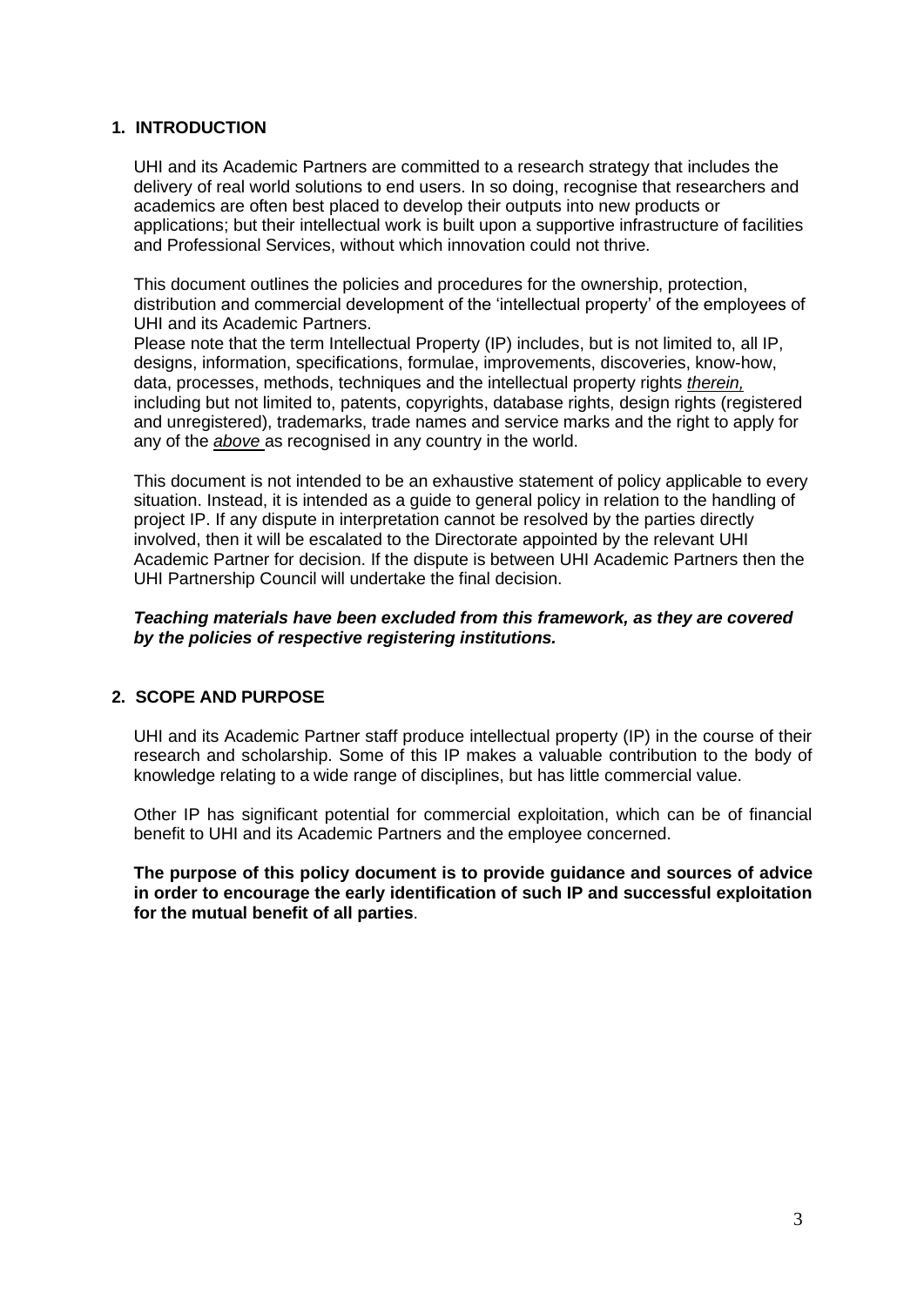## 1. INTRODUCTION

UHI and its Academic Partners are committed to a research strategy that includes the delivery of real world solutions to end users. In so doing, recognise that researchers and academics are often best placed to develop their outputs into new products or applications; but their intellectual work is built upon a supportive infrastructure of facilities and Professional Services, without which innovation could not thrive.

This document outlines the policies and procedures for the ownership, protection, distribution and commercial development of the 'intellectual property' of the employees of UHI and its Academic Partners.
Please note that the term Intellectual Property (IP) includes, but is not limited to, all IP, designs, information, specifications, formulae, improvements, discoveries, know-how, data, processes, methods, techniques and the intellectual property rights *therein,* including but not limited to, patents, copyrights, database rights, design rights (registered and unregistered), trademarks, trade names and service marks and the right to apply for any of the *above* as recognised in any country in the world.

This document is not intended to be an exhaustive statement of policy applicable to every situation. Instead, it is intended as a guide to general policy in relation to the handling of project IP. If any dispute in interpretation cannot be resolved by the parties directly involved, then it will be escalated to the Directorate appointed by the relevant UHI Academic Partner for decision. If the dispute is between UHI Academic Partners then the UHI Partnership Council will undertake the final decision.

***Teaching materials have been excluded from this framework, as they are covered by the policies of respective registering institutions.***

## 2. SCOPE AND PURPOSE

UHI and its Academic Partner staff produce intellectual property (IP) in the course of their research and scholarship. Some of this IP makes a valuable contribution to the body of knowledge relating to a wide range of disciplines, but has little commercial value.

Other IP has significant potential for commercial exploitation, which can be of financial benefit to UHI and its Academic Partners and the employee concerned.

**The purpose of this policy document is to provide guidance and sources of advice in order to encourage the early identification of such IP and successful exploitation for the mutual benefit of all parties**.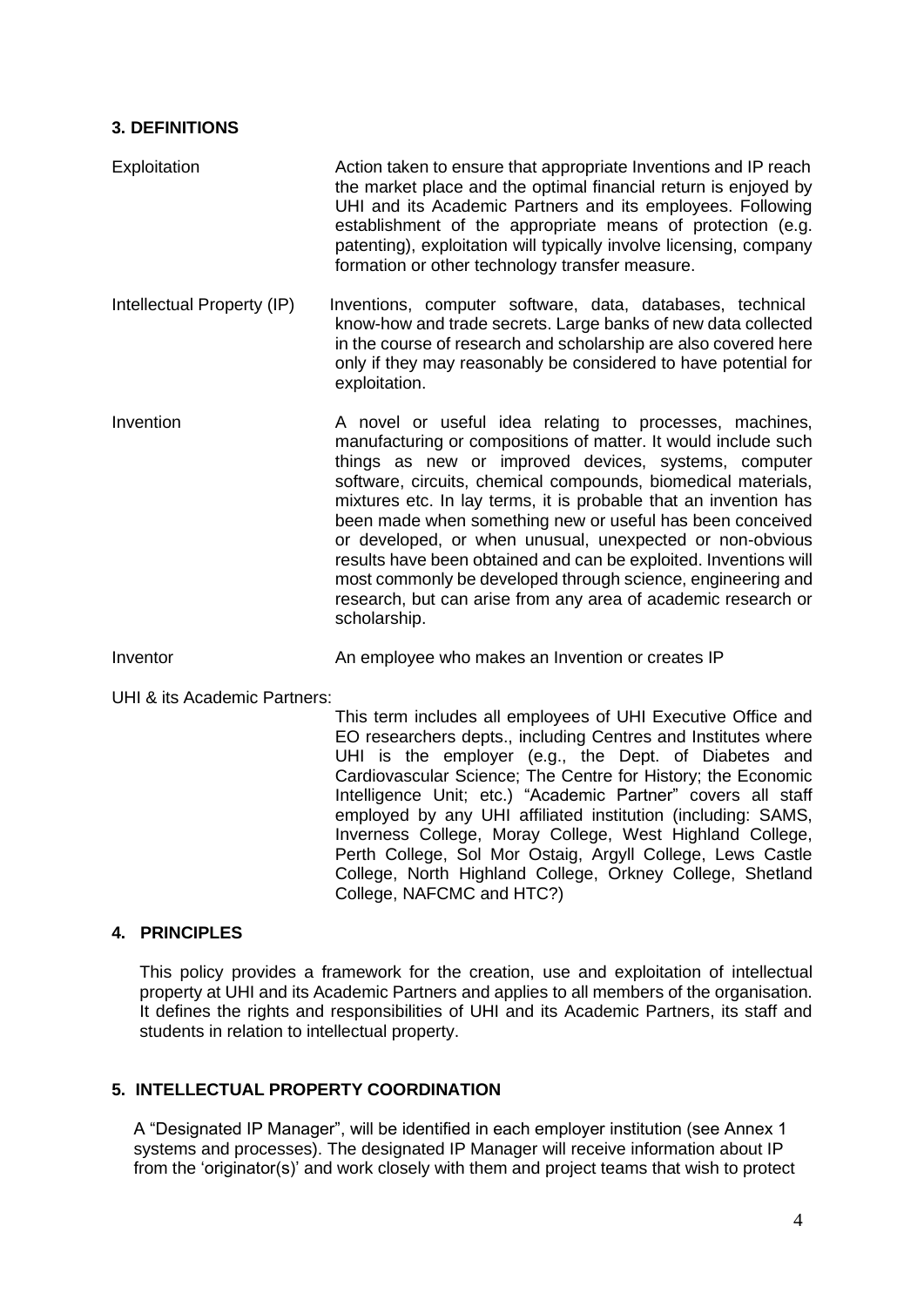## 3. DEFINITIONS

**Exploitation**
Action taken to ensure that appropriate Inventions and IP reach the market place and the optimal financial return is enjoyed by UHI and its Academic Partners and its employees. Following establishment of the appropriate means of protection (e.g. patenting), exploitation will typically involve licensing, company formation or other technology transfer measure.

**Intellectual Property (IP)**
Inventions, computer software, data, databases, technical know-how and trade secrets. Large banks of new data collected in the course of research and scholarship are also covered here only if they may reasonably be considered to have potential for exploitation.

**Invention**
A novel or useful idea relating to processes, machines, manufacturing or compositions of matter. It would include such things as new or improved devices, systems, computer software, circuits, chemical compounds, biomedical materials, mixtures etc. In lay terms, it is probable that an invention has been made when something new or useful has been conceived or developed, or when unusual, unexpected or non-obvious results have been obtained and can be exploited. Inventions will most commonly be developed through science, engineering and research, but can arise from any area of academic research or scholarship.

**Inventor**
An employee who makes an Invention or creates IP

**UHI & its Academic Partners:**
This term includes all employees of UHI Executive Office and EO researchers depts., including Centres and Institutes where UHI is the employer (e.g., the Dept. of Diabetes and Cardiovascular Science; The Centre for History; the Economic Intelligence Unit; etc.) "Academic Partner" covers all staff employed by any UHI affiliated institution (including: SAMS, Inverness College, Moray College, West Highland College, Perth College, Sol Mor Ostaig, Argyll College, Lews Castle College, North Highland College, Orkney College, Shetland College, NAFCMC and HTC?)

## 4. PRINCIPLES

This policy provides a framework for the creation, use and exploitation of intellectual property at UHI and its Academic Partners and applies to all members of the organisation. It defines the rights and responsibilities of UHI and its Academic Partners, its staff and students in relation to intellectual property.

## 5. INTELLECTUAL PROPERTY COORDINATION

A "Designated IP Manager", will be identified in each employer institution (see Annex 1 systems and processes). The designated IP Manager will receive information about IP from the 'originator(s)' and work closely with them and project teams that wish to protect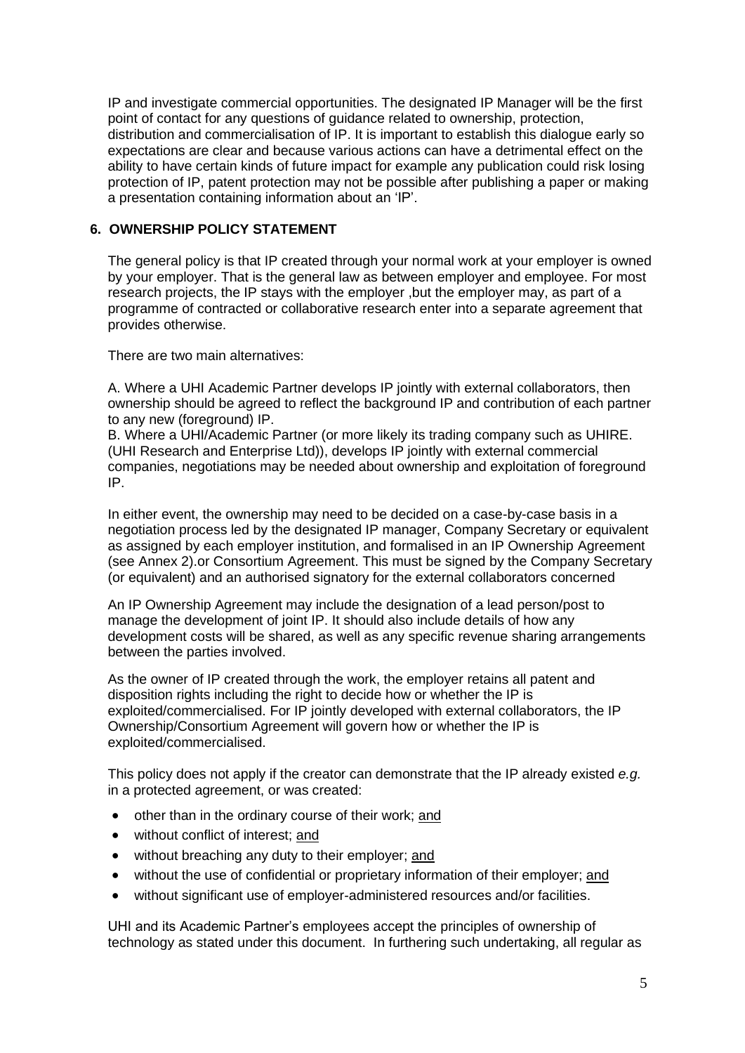IP and investigate commercial opportunities. The designated IP Manager will be the first point of contact for any questions of guidance related to ownership, protection, distribution and commercialisation of IP. It is important to establish this dialogue early so expectations are clear and because various actions can have a detrimental effect on the ability to have certain kinds of future impact for example any publication could risk losing protection of IP, patent protection may not be possible after publishing a paper or making a presentation containing information about an 'IP'.

## 6. OWNERSHIP POLICY STATEMENT

The general policy is that IP created through your normal work at your employer is owned by your employer. That is the general law as between employer and employee. For most research projects, the IP stays with the employer ,but the employer may, as part of a programme of contracted or collaborative research enter into a separate agreement that provides otherwise.

There are two main alternatives:

A. Where a UHI Academic Partner develops IP jointly with external collaborators, then ownership should be agreed to reflect the background IP and contribution of each partner to any new (foreground) IP.
B. Where a UHI/Academic Partner (or more likely its trading company such as UHIRE. (UHI Research and Enterprise Ltd)), develops IP jointly with external commercial companies, negotiations may be needed about ownership and exploitation of foreground IP.

In either event, the ownership may need to be decided on a case-by-case basis in a negotiation process led by the designated IP manager, Company Secretary or equivalent as assigned by each employer institution, and formalised in an IP Ownership Agreement (see Annex 2).or Consortium Agreement. This must be signed by the Company Secretary (or equivalent) and an authorised signatory for the external collaborators concerned

An IP Ownership Agreement may include the designation of a lead person/post to manage the development of joint IP. It should also include details of how any development costs will be shared, as well as any specific revenue sharing arrangements between the parties involved.

As the owner of IP created through the work, the employer retains all patent and disposition rights including the right to decide how or whether the IP is exploited/commercialised. For IP jointly developed with external collaborators, the IP Ownership/Consortium Agreement will govern how or whether the IP is exploited/commercialised.

This policy does not apply if the creator can demonstrate that the IP already existed *e.g.* in a protected agreement, or was created:

- other than in the ordinary course of their work; and
- without conflict of interest; and
- without breaching any duty to their employer; and
- without the use of confidential or proprietary information of their employer; and
- without significant use of employer-administered resources and/or facilities.

UHI and its Academic Partner's employees accept the principles of ownership of technology as stated under this document. In furthering such undertaking, all regular as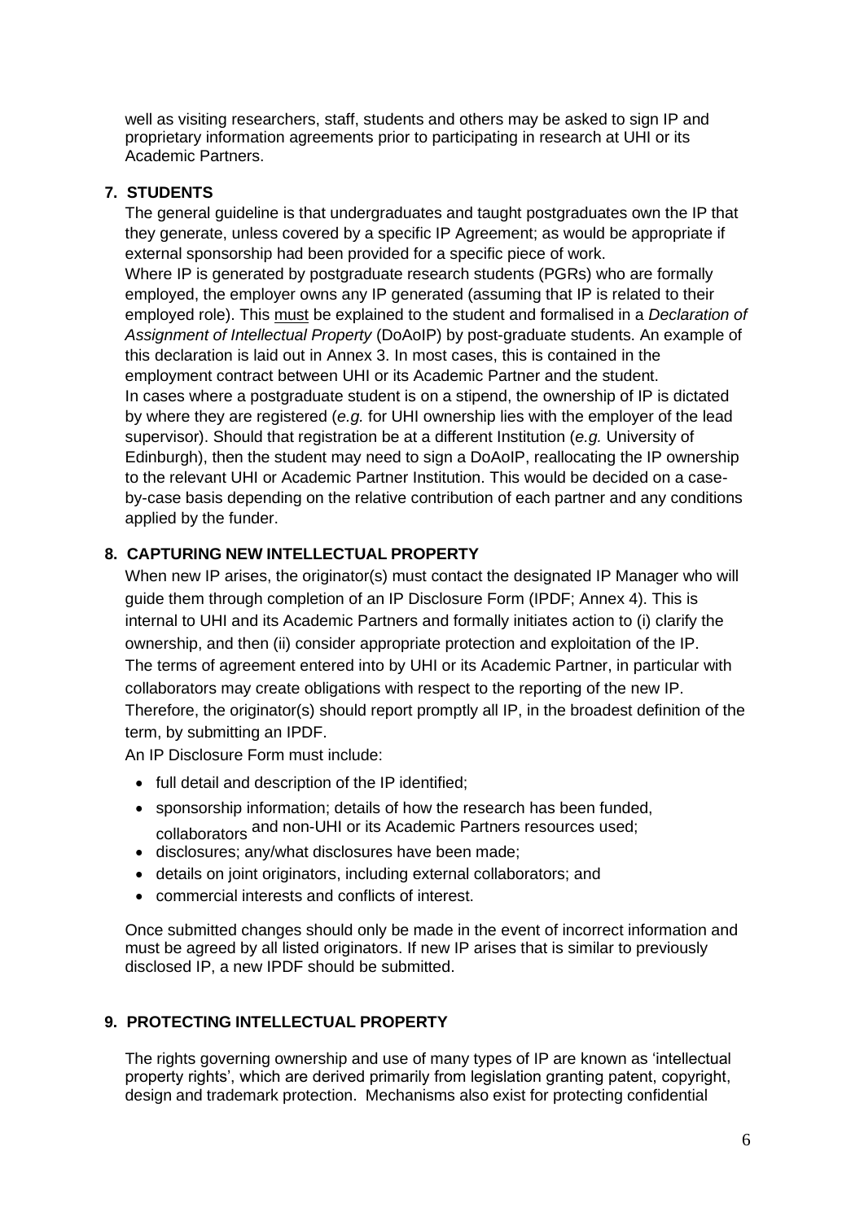well as visiting researchers, staff, students and others may be asked to sign IP and proprietary information agreements prior to participating in research at UHI or its Academic Partners.

## 7. STUDENTS

The general guideline is that undergraduates and taught postgraduates own the IP that they generate, unless covered by a specific IP Agreement; as would be appropriate if external sponsorship had been provided for a specific piece of work.

Where IP is generated by postgraduate research students (PGRs) who are formally employed, the employer owns any IP generated (assuming that IP is related to their employed role). This <u>must</u> be explained to the student and formalised in a *Declaration of Assignment of Intellectual Property* (DoAoIP) by post-graduate students. An example of this declaration is laid out in Annex 3. In most cases, this is contained in the employment contract between UHI or its Academic Partner and the student.

In cases where a postgraduate student is on a stipend, the ownership of IP is dictated by where they are registered (*e.g.* for UHI ownership lies with the employer of the lead supervisor). Should that registration be at a different Institution (*e.g.* University of Edinburgh), then the student may need to sign a DoAoIP, reallocating the IP ownership to the relevant UHI or Academic Partner Institution. This would be decided on a case-by-case basis depending on the relative contribution of each partner and any conditions applied by the funder.

## 8. CAPTURING NEW INTELLECTUAL PROPERTY

When new IP arises, the originator(s) must contact the designated IP Manager who will guide them through completion of an IP Disclosure Form (IPDF; Annex 4). This is internal to UHI and its Academic Partners and formally initiates action to (i) clarify the ownership, and then (ii) consider appropriate protection and exploitation of the IP.

The terms of agreement entered into by UHI or its Academic Partner, in particular with collaborators may create obligations with respect to the reporting of the new IP. Therefore, the originator(s) should report promptly all IP, in the broadest definition of the term, by submitting an IPDF.

An IP Disclosure Form must include:

- full detail and description of the IP identified;
- sponsorship information; details of how the research has been funded, collaborators and non-UHI or its Academic Partners resources used;
- disclosures; any/what disclosures have been made;
- details on joint originators, including external collaborators; and
- commercial interests and conflicts of interest.

Once submitted changes should only be made in the event of incorrect information and must be agreed by all listed originators. If new IP arises that is similar to previously disclosed IP, a new IPDF should be submitted.

## 9. PROTECTING INTELLECTUAL PROPERTY

The rights governing ownership and use of many types of IP are known as 'intellectual property rights', which are derived primarily from legislation granting patent, copyright, design and trademark protection. Mechanisms also exist for protecting confidential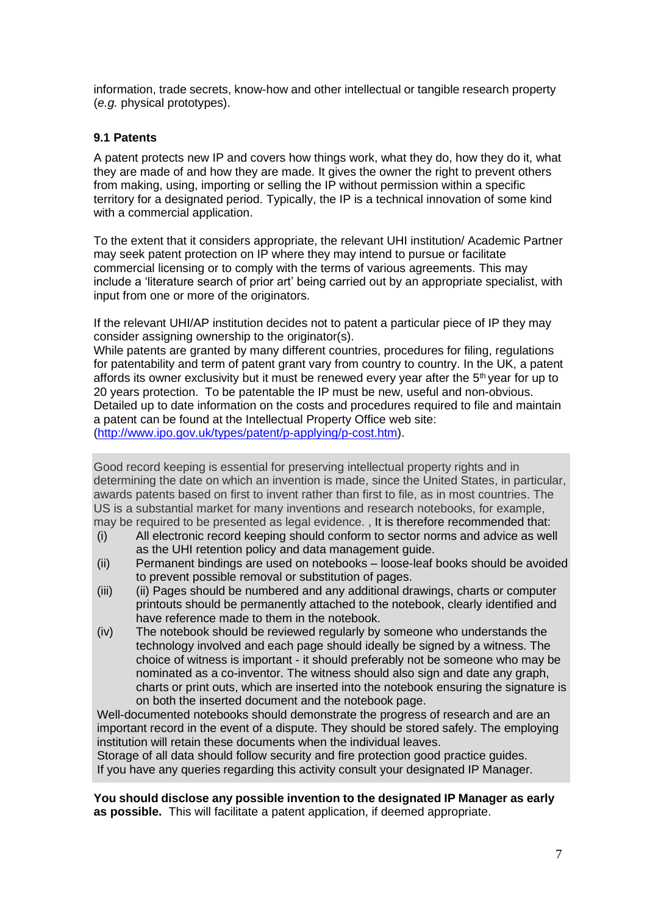information, trade secrets, know-how and other intellectual or tangible research property (*e.g.* physical prototypes).

### 9.1 Patents

A patent protects new IP and covers how things work, what they do, how they do it, what they are made of and how they are made. It gives the owner the right to prevent others from making, using, importing or selling the IP without permission within a specific territory for a designated period. Typically, the IP is a technical innovation of some kind with a commercial application.

To the extent that it considers appropriate, the relevant UHI institution/ Academic Partner may seek patent protection on IP where they may intend to pursue or facilitate commercial licensing or to comply with the terms of various agreements. This may include a 'literature search of prior art' being carried out by an appropriate specialist, with input from one or more of the originators.

If the relevant UHI/AP institution decides not to patent a particular piece of IP they may consider assigning ownership to the originator(s).
While patents are granted by many different countries, procedures for filing, regulations for patentability and term of patent grant vary from country to country. In the UK, a patent affords its owner exclusivity but it must be renewed every year after the 5th year for up to 20 years protection. To be patentable the IP must be new, useful and non-obvious. Detailed up to date information on the costs and procedures required to file and maintain a patent can be found at the Intellectual Property Office web site: (http://www.ipo.gov.uk/types/patent/p-applying/p-cost.htm).

Good record keeping is essential for preserving intellectual property rights and in determining the date on which an invention is made, since the United States, in particular, awards patents based on first to invent rather than first to file, as in most countries. The US is a substantial market for many inventions and research notebooks, for example, may be required to be presented as legal evidence. , It is therefore recommended that:

(i) All electronic record keeping should conform to sector norms and advice as well as the UHI retention policy and data management guide.
(ii) Permanent bindings are used on notebooks – loose-leaf books should be avoided to prevent possible removal or substitution of pages.
(iii) (ii) Pages should be numbered and any additional drawings, charts or computer printouts should be permanently attached to the notebook, clearly identified and have reference made to them in the notebook.
(iv) The notebook should be reviewed regularly by someone who understands the technology involved and each page should ideally be signed by a witness. The choice of witness is important - it should preferably not be someone who may be nominated as a co-inventor. The witness should also sign and date any graph, charts or print outs, which are inserted into the notebook ensuring the signature is on both the inserted document and the notebook page.

Well-documented notebooks should demonstrate the progress of research and are an important record in the event of a dispute. They should be stored safely. The employing institution will retain these documents when the individual leaves.
Storage of all data should follow security and fire protection good practice guides.
If you have any queries regarding this activity consult your designated IP Manager.

**You should disclose any possible invention to the designated IP Manager as early as possible.** This will facilitate a patent application, if deemed appropriate.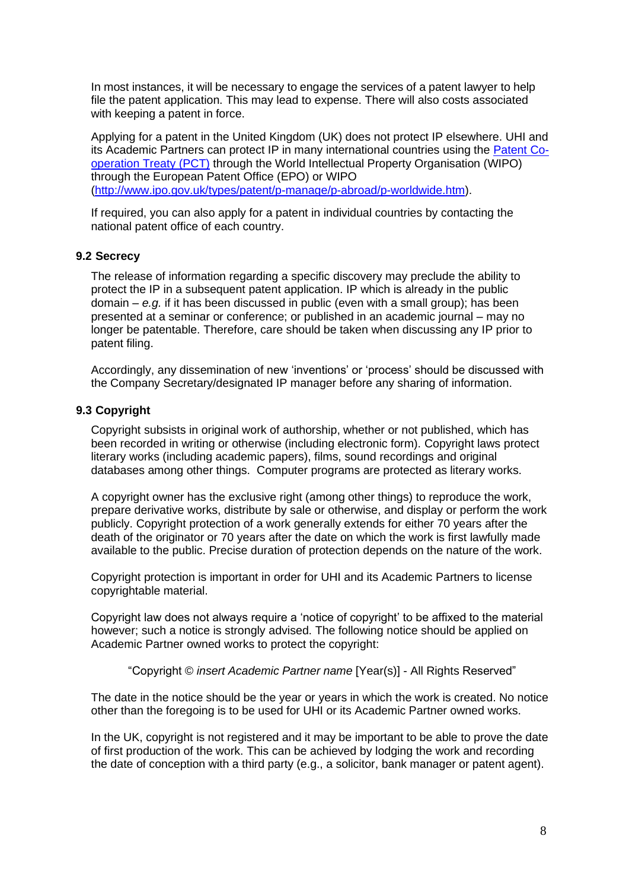In most instances, it will be necessary to engage the services of a patent lawyer to help file the patent application. This may lead to expense. There will also costs associated with keeping a patent in force.

Applying for a patent in the United Kingdom (UK) does not protect IP elsewhere. UHI and its Academic Partners can protect IP in many international countries using the [Patent Co-operation Treaty (PCT)]() through the World Intellectual Property Organisation (WIPO) through the European Patent Office (EPO) or WIPO ([http://www.ipo.gov.uk/types/patent/p-manage/p-abroad/p-worldwide.htm](http://www.ipo.gov.uk/types/patent/p-manage/p-abroad/p-worldwide.htm)).

If required, you can also apply for a patent in individual countries by contacting the national patent office of each country.

### 9.2 Secrecy

The release of information regarding a specific discovery may preclude the ability to protect the IP in a subsequent patent application. IP which is already in the public domain – *e.g.* if it has been discussed in public (even with a small group); has been presented at a seminar or conference; or published in an academic journal – may no longer be patentable. Therefore, care should be taken when discussing any IP prior to patent filing.

Accordingly, any dissemination of new 'inventions' or 'process' should be discussed with the Company Secretary/designated IP manager before any sharing of information.

### 9.3 Copyright

Copyright subsists in original work of authorship, whether or not published, which has been recorded in writing or otherwise (including electronic form). Copyright laws protect literary works (including academic papers), films, sound recordings and original databases among other things. Computer programs are protected as literary works.

A copyright owner has the exclusive right (among other things) to reproduce the work, prepare derivative works, distribute by sale or otherwise, and display or perform the work publicly. Copyright protection of a work generally extends for either 70 years after the death of the originator or 70 years after the date on which the work is first lawfully made available to the public. Precise duration of protection depends on the nature of the work.

Copyright protection is important in order for UHI and its Academic Partners to license copyrightable material.

Copyright law does not always require a 'notice of copyright' to be affixed to the material however; such a notice is strongly advised. The following notice should be applied on Academic Partner owned works to protect the copyright:

"Copyright © *insert Academic Partner name* [Year(s)] - All Rights Reserved"

The date in the notice should be the year or years in which the work is created. No notice other than the foregoing is to be used for UHI or its Academic Partner owned works.

In the UK, copyright is not registered and it may be important to be able to prove the date of first production of the work. This can be achieved by lodging the work and recording the date of conception with a third party (e.g., a solicitor, bank manager or patent agent).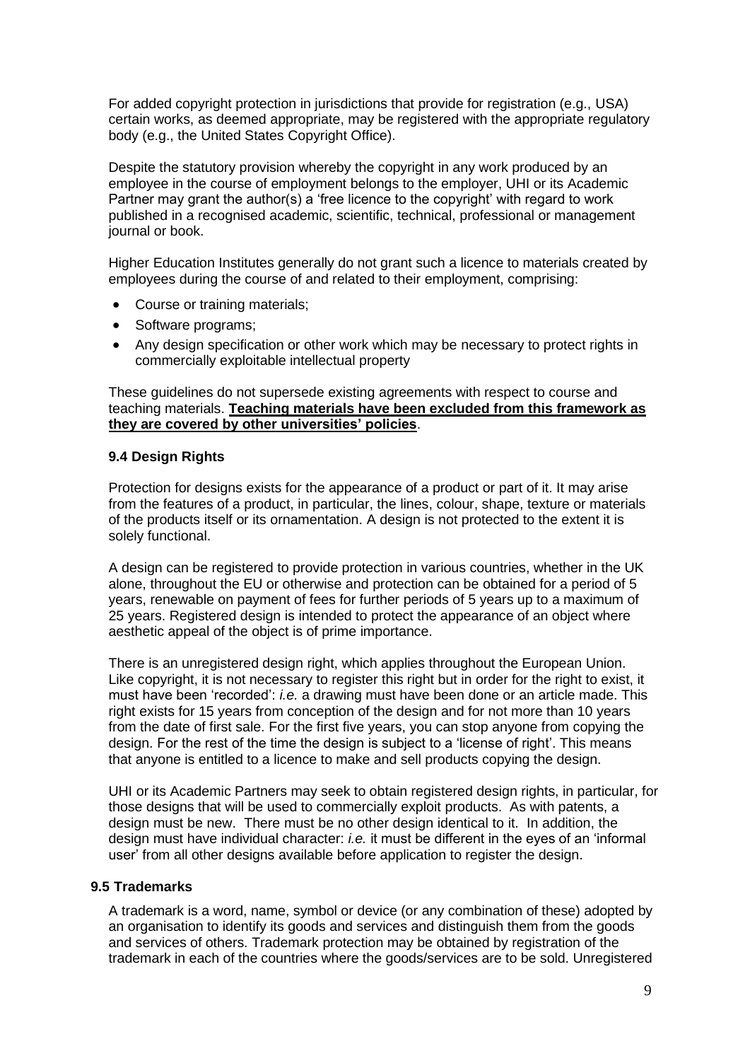For added copyright protection in jurisdictions that provide for registration (e.g., USA) certain works, as deemed appropriate, may be registered with the appropriate regulatory body (e.g., the United States Copyright Office).

Despite the statutory provision whereby the copyright in any work produced by an employee in the course of employment belongs to the employer, UHI or its Academic Partner may grant the author(s) a 'free licence to the copyright' with regard to work published in a recognised academic, scientific, technical, professional or management journal or book.

Higher Education Institutes generally do not grant such a licence to materials created by employees during the course of and related to their employment, comprising:

- Course or training materials;
- Software programs;
- Any design specification or other work which may be necessary to protect rights in commercially exploitable intellectual property

These guidelines do not supersede existing agreements with respect to course and teaching materials. **Teaching materials have been excluded from this framework as they are covered by other universities' policies**.

### 9.4 Design Rights

Protection for designs exists for the appearance of a product or part of it. It may arise from the features of a product, in particular, the lines, colour, shape, texture or materials of the products itself or its ornamentation. A design is not protected to the extent it is solely functional.

A design can be registered to provide protection in various countries, whether in the UK alone, throughout the EU or otherwise and protection can be obtained for a period of 5 years, renewable on payment of fees for further periods of 5 years up to a maximum of 25 years. Registered design is intended to protect the appearance of an object where aesthetic appeal of the object is of prime importance.

There is an unregistered design right, which applies throughout the European Union. Like copyright, it is not necessary to register this right but in order for the right to exist, it must have been 'recorded': *i.e.* a drawing must have been done or an article made. This right exists for 15 years from conception of the design and for not more than 10 years from the date of first sale. For the first five years, you can stop anyone from copying the design. For the rest of the time the design is subject to a 'license of right'. This means that anyone is entitled to a licence to make and sell products copying the design.

UHI or its Academic Partners may seek to obtain registered design rights, in particular, for those designs that will be used to commercially exploit products. As with patents, a design must be new. There must be no other design identical to it. In addition, the design must have individual character: *i.e.* it must be different in the eyes of an 'informal user' from all other designs available before application to register the design.

### 9.5 Trademarks

A trademark is a word, name, symbol or device (or any combination of these) adopted by an organisation to identify its goods and services and distinguish them from the goods and services of others. Trademark protection may be obtained by registration of the trademark in each of the countries where the goods/services are to be sold. Unregistered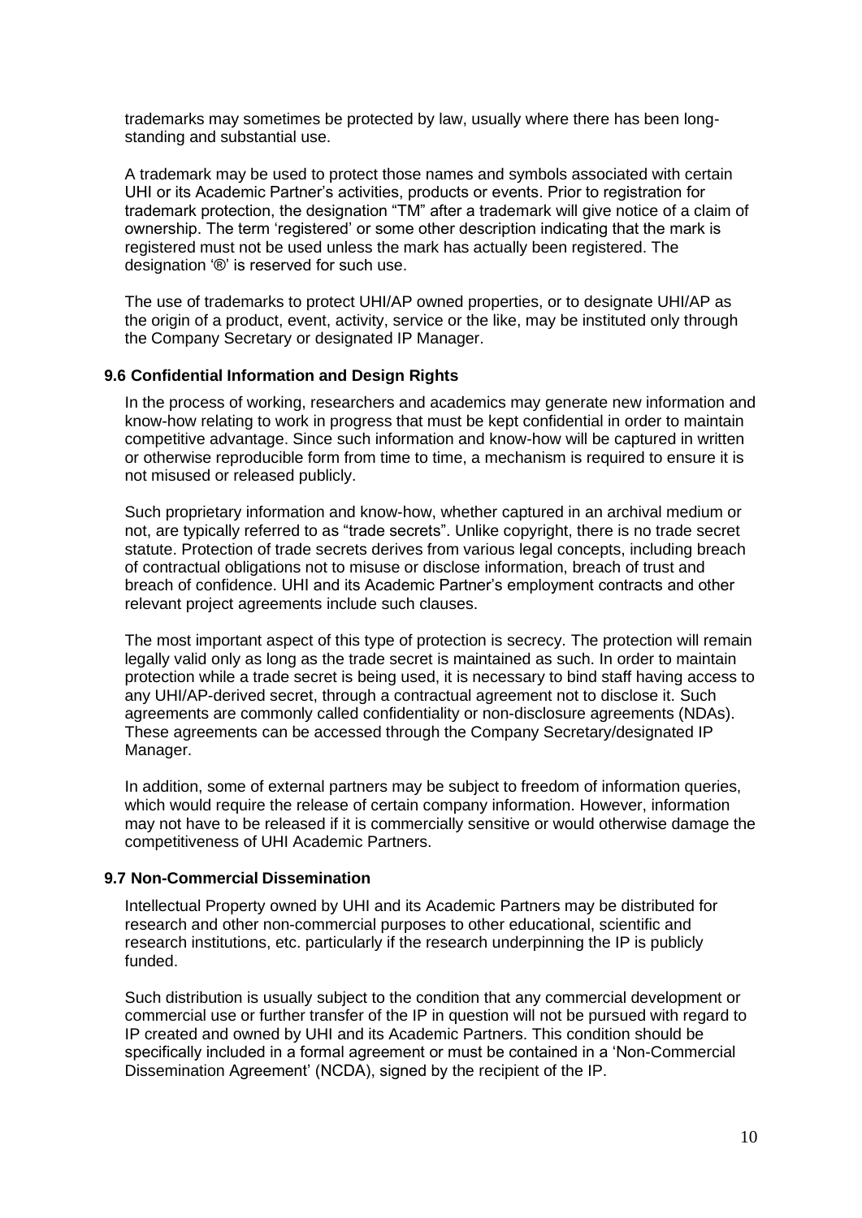trademarks may sometimes be protected by law, usually where there has been long-standing and substantial use.

A trademark may be used to protect those names and symbols associated with certain UHI or its Academic Partner's activities, products or events. Prior to registration for trademark protection, the designation "TM" after a trademark will give notice of a claim of ownership. The term 'registered' or some other description indicating that the mark is registered must not be used unless the mark has actually been registered. The designation '®' is reserved for such use.

The use of trademarks to protect UHI/AP owned properties, or to designate UHI/AP as the origin of a product, event, activity, service or the like, may be instituted only through the Company Secretary or designated IP Manager.

### 9.6 Confidential Information and Design Rights

In the process of working, researchers and academics may generate new information and know-how relating to work in progress that must be kept confidential in order to maintain competitive advantage. Since such information and know-how will be captured in written or otherwise reproducible form from time to time, a mechanism is required to ensure it is not misused or released publicly.

Such proprietary information and know-how, whether captured in an archival medium or not, are typically referred to as "trade secrets". Unlike copyright, there is no trade secret statute. Protection of trade secrets derives from various legal concepts, including breach of contractual obligations not to misuse or disclose information, breach of trust and breach of confidence. UHI and its Academic Partner's employment contracts and other relevant project agreements include such clauses.

The most important aspect of this type of protection is secrecy. The protection will remain legally valid only as long as the trade secret is maintained as such. In order to maintain protection while a trade secret is being used, it is necessary to bind staff having access to any UHI/AP-derived secret, through a contractual agreement not to disclose it. Such agreements are commonly called confidentiality or non-disclosure agreements (NDAs). These agreements can be accessed through the Company Secretary/designated IP Manager.

In addition, some of external partners may be subject to freedom of information queries, which would require the release of certain company information. However, information may not have to be released if it is commercially sensitive or would otherwise damage the competitiveness of UHI Academic Partners.

### 9.7 Non-Commercial Dissemination

Intellectual Property owned by UHI and its Academic Partners may be distributed for research and other non-commercial purposes to other educational, scientific and research institutions, etc. particularly if the research underpinning the IP is publicly funded.

Such distribution is usually subject to the condition that any commercial development or commercial use or further transfer of the IP in question will not be pursued with regard to IP created and owned by UHI and its Academic Partners. This condition should be specifically included in a formal agreement or must be contained in a 'Non-Commercial Dissemination Agreement' (NCDA), signed by the recipient of the IP.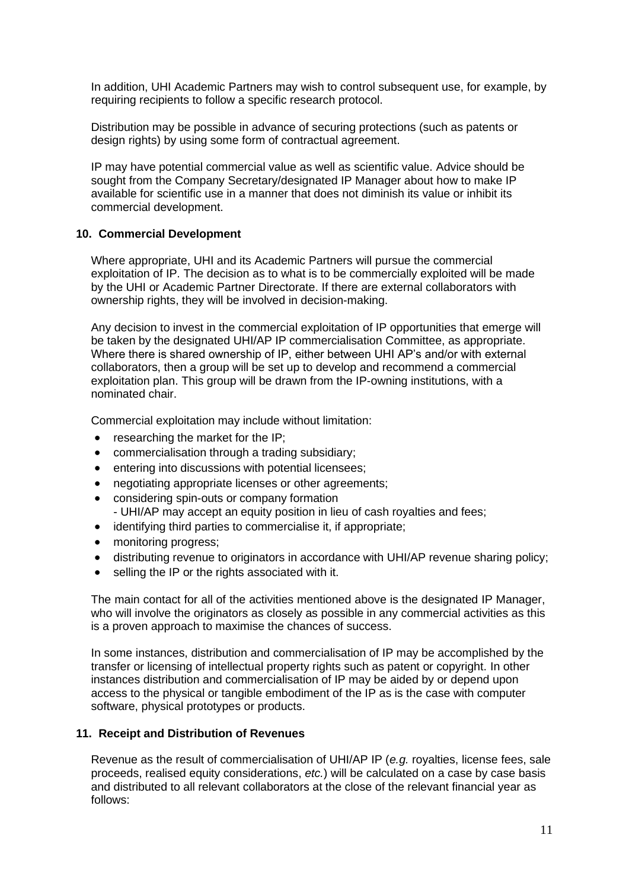In addition, UHI Academic Partners may wish to control subsequent use, for example, by requiring recipients to follow a specific research protocol.

Distribution may be possible in advance of securing protections (such as patents or design rights) by using some form of contractual agreement.

IP may have potential commercial value as well as scientific value. Advice should be sought from the Company Secretary/designated IP Manager about how to make IP available for scientific use in a manner that does not diminish its value or inhibit its commercial development.

## 10. Commercial Development

Where appropriate, UHI and its Academic Partners will pursue the commercial exploitation of IP. The decision as to what is to be commercially exploited will be made by the UHI or Academic Partner Directorate. If there are external collaborators with ownership rights, they will be involved in decision-making.

Any decision to invest in the commercial exploitation of IP opportunities that emerge will be taken by the designated UHI/AP IP commercialisation Committee, as appropriate. Where there is shared ownership of IP, either between UHI AP's and/or with external collaborators, then a group will be set up to develop and recommend a commercial exploitation plan. This group will be drawn from the IP-owning institutions, with a nominated chair.

Commercial exploitation may include without limitation:

- researching the market for the IP;
- commercialisation through a trading subsidiary;
- entering into discussions with potential licensees;
- negotiating appropriate licenses or other agreements;
- considering spin-outs or company formation
  - UHI/AP may accept an equity position in lieu of cash royalties and fees;
- identifying third parties to commercialise it, if appropriate;
- monitoring progress;
- distributing revenue to originators in accordance with UHI/AP revenue sharing policy;
- selling the IP or the rights associated with it.

The main contact for all of the activities mentioned above is the designated IP Manager, who will involve the originators as closely as possible in any commercial activities as this is a proven approach to maximise the chances of success.

In some instances, distribution and commercialisation of IP may be accomplished by the transfer or licensing of intellectual property rights such as patent or copyright. In other instances distribution and commercialisation of IP may be aided by or depend upon access to the physical or tangible embodiment of the IP as is the case with computer software, physical prototypes or products.

## 11. Receipt and Distribution of Revenues

Revenue as the result of commercialisation of UHI/AP IP (*e.g.* royalties, license fees, sale proceeds, realised equity considerations, *etc.*) will be calculated on a case by case basis and distributed to all relevant collaborators at the close of the relevant financial year as follows: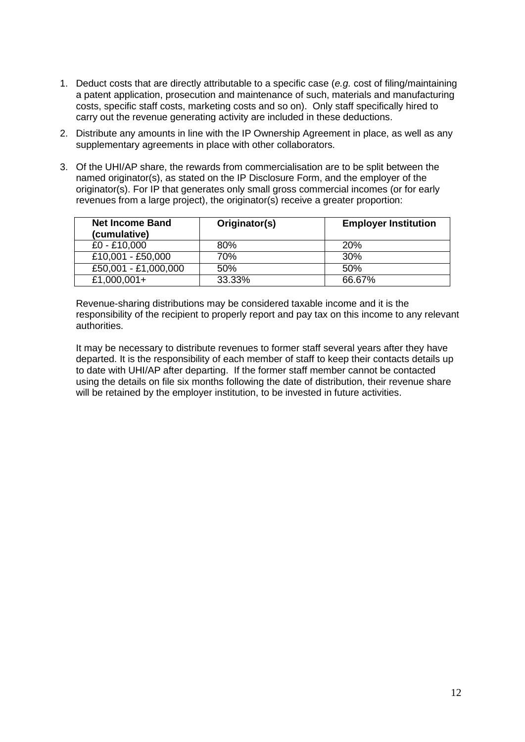1. Deduct costs that are directly attributable to a specific case (*e.g.* cost of filing/maintaining a patent application, prosecution and maintenance of such, materials and manufacturing costs, specific staff costs, marketing costs and so on). Only staff specifically hired to carry out the revenue generating activity are included in these deductions.

2. Distribute any amounts in line with the IP Ownership Agreement in place, as well as any supplementary agreements in place with other collaborators.

3. Of the UHI/AP share, the rewards from commercialisation are to be split between the named originator(s), as stated on the IP Disclosure Form, and the employer of the originator(s). For IP that generates only small gross commercial incomes (or for early revenues from a large project), the originator(s) receive a greater proportion:

| **Net Income Band (cumulative)** | **Originator(s)** | **Employer Institution** |
|---|---|---|
| £0 - £10,000 | 80% | 20% |
| £10,001 - £50,000 | 70% | 30% |
| £50,001 - £1,000,000 | 50% | 50% |
| £1,000,001+ | 33.33% | 66.67% |

Revenue-sharing distributions may be considered taxable income and it is the responsibility of the recipient to properly report and pay tax on this income to any relevant authorities.

It may be necessary to distribute revenues to former staff several years after they have departed. It is the responsibility of each member of staff to keep their contacts details up to date with UHI/AP after departing. If the former staff member cannot be contacted using the details on file six months following the date of distribution, their revenue share will be retained by the employer institution, to be invested in future activities.